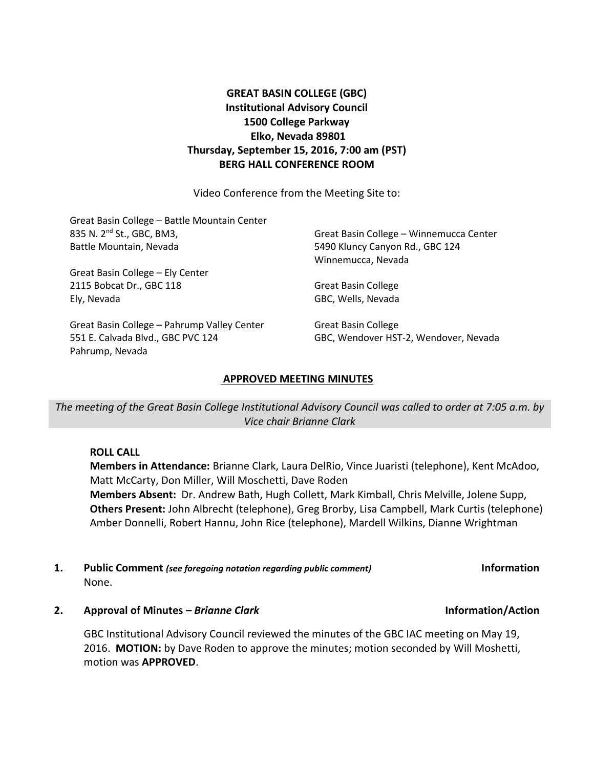**GREAT BASIN COLLEGE (GBC)**
**Institutional Advisory Council**
**1500 College Parkway**
**Elko, Nevada 89801**
**Thursday, September 15, 2016, 7:00 am (PST)**
**BERG HALL CONFERENCE ROOM**

Video Conference from the Meeting Site to:

Great Basin College – Battle Mountain Center
835 N. 2nd St., GBC, BM3,
Battle Mountain, Nevada

Great Basin College – Ely Center
2115 Bobcat Dr., GBC 118
Ely, Nevada

Great Basin College – Pahrump Valley Center
551 E. Calvada Blvd., GBC PVC 124
Pahrump, Nevada

Great Basin College – Winnemucca Center
5490 Kluncy Canyon Rd., GBC 124
Winnemucca, Nevada

Great Basin College
GBC, Wells, Nevada

Great Basin College
GBC, Wendover HST-2, Wendover, Nevada

## APPROVED MEETING MINUTES

*The meeting of the Great Basin College Institutional Advisory Council was called to order at 7:05 a.m. by Vice chair Brianne Clark*

**ROLL CALL**

**Members in Attendance:** Brianne Clark, Laura DelRio, Vince Juaristi (telephone), Kent McAdoo, Matt McCarty, Don Miller, Will Moschetti, Dave Roden

**Members Absent:** Dr. Andrew Bath, Hugh Collett, Mark Kimball, Chris Melville, Jolene Supp,

**Others Present:** John Albrecht (telephone), Greg Brorby, Lisa Campbell, Mark Curtis (telephone) Amber Donnelli, Robert Hannu, John Rice (telephone), Mardell Wilkins, Dianne Wrightman

**1. Public Comment** *(see foregoing notation regarding public comment)* **Information**

None.

**2. Approval of Minutes –** ***Brianne Clark*** **Information/Action**

GBC Institutional Advisory Council reviewed the minutes of the GBC IAC meeting on May 19, 2016. **MOTION:** by Dave Roden to approve the minutes; motion seconded by Will Moshetti, motion was **APPROVED**.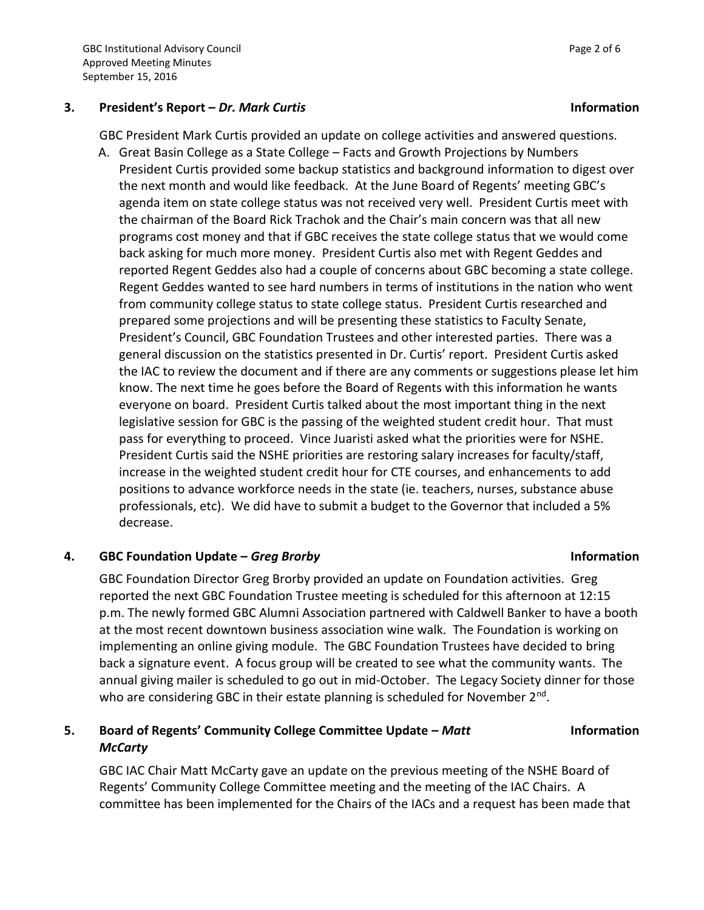### 3. President's Report – *Dr. Mark Curtis* **Information**

GBC President Mark Curtis provided an update on college activities and answered questions.

A. Great Basin College as a State College – Facts and Growth Projections by Numbers
President Curtis provided some backup statistics and background information to digest over the next month and would like feedback. At the June Board of Regents' meeting GBC's agenda item on state college status was not received very well. President Curtis meet with the chairman of the Board Rick Trachok and the Chair's main concern was that all new programs cost money and that if GBC receives the state college status that we would come back asking for much more money. President Curtis also met with Regent Geddes and reported Regent Geddes also had a couple of concerns about GBC becoming a state college. Regent Geddes wanted to see hard numbers in terms of institutions in the nation who went from community college status to state college status. President Curtis researched and prepared some projections and will be presenting these statistics to Faculty Senate, President's Council, GBC Foundation Trustees and other interested parties. There was a general discussion on the statistics presented in Dr. Curtis' report. President Curtis asked the IAC to review the document and if there are any comments or suggestions please let him know. The next time he goes before the Board of Regents with this information he wants everyone on board. President Curtis talked about the most important thing in the next legislative session for GBC is the passing of the weighted student credit hour. That must pass for everything to proceed. Vince Juaristi asked what the priorities were for NSHE. President Curtis said the NSHE priorities are restoring salary increases for faculty/staff, increase in the weighted student credit hour for CTE courses, and enhancements to add positions to advance workforce needs in the state (ie. teachers, nurses, substance abuse professionals, etc). We did have to submit a budget to the Governor that included a 5% decrease.

### 4. GBC Foundation Update – *Greg Brorby* **Information**

GBC Foundation Director Greg Brorby provided an update on Foundation activities. Greg reported the next GBC Foundation Trustee meeting is scheduled for this afternoon at 12:15 p.m. The newly formed GBC Alumni Association partnered with Caldwell Banker to have a booth at the most recent downtown business association wine walk. The Foundation is working on implementing an online giving module. The GBC Foundation Trustees have decided to bring back a signature event. A focus group will be created to see what the community wants. The annual giving mailer is scheduled to go out in mid-October. The Legacy Society dinner for those who are considering GBC in their estate planning is scheduled for November 2nd.

### 5. Board of Regents' Community College Committee Update – *Matt McCarty* **Information**

GBC IAC Chair Matt McCarty gave an update on the previous meeting of the NSHE Board of Regents' Community College Committee meeting and the meeting of the IAC Chairs. A committee has been implemented for the Chairs of the IACs and a request has been made that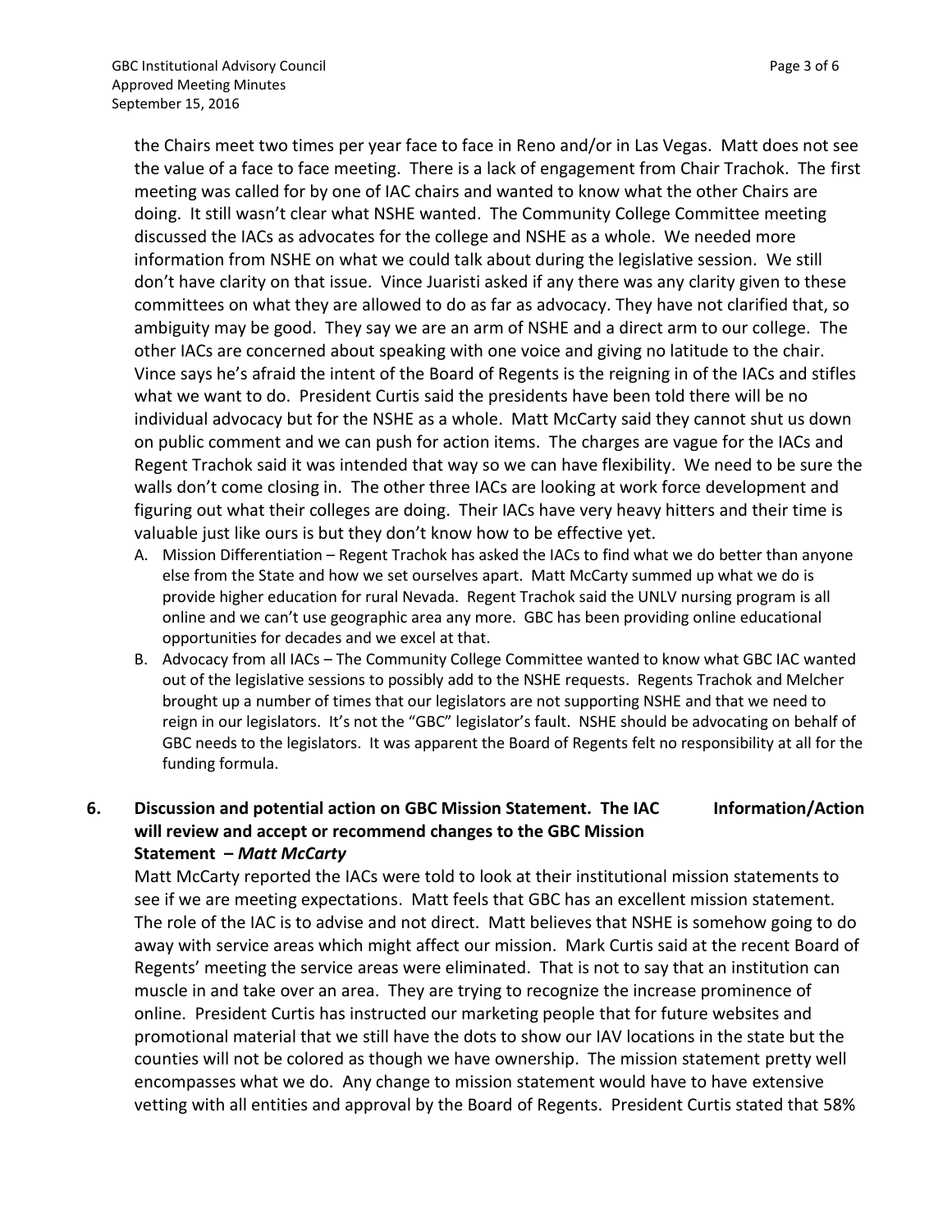the Chairs meet two times per year face to face in Reno and/or in Las Vegas. Matt does not see the value of a face to face meeting. There is a lack of engagement from Chair Trachok. The first meeting was called for by one of IAC chairs and wanted to know what the other Chairs are doing. It still wasn't clear what NSHE wanted. The Community College Committee meeting discussed the IACs as advocates for the college and NSHE as a whole. We needed more information from NSHE on what we could talk about during the legislative session. We still don't have clarity on that issue. Vince Juaristi asked if any there was any clarity given to these committees on what they are allowed to do as far as advocacy. They have not clarified that, so ambiguity may be good. They say we are an arm of NSHE and a direct arm to our college. The other IACs are concerned about speaking with one voice and giving no latitude to the chair. Vince says he's afraid the intent of the Board of Regents is the reigning in of the IACs and stifles what we want to do. President Curtis said the presidents have been told there will be no individual advocacy but for the NSHE as a whole. Matt McCarty said they cannot shut us down on public comment and we can push for action items. The charges are vague for the IACs and Regent Trachok said it was intended that way so we can have flexibility. We need to be sure the walls don't come closing in. The other three IACs are looking at work force development and figuring out what their colleges are doing. Their IACs have very heavy hitters and their time is valuable just like ours is but they don't know how to be effective yet.

A. Mission Differentiation – Regent Trachok has asked the IACs to find what we do better than anyone else from the State and how we set ourselves apart. Matt McCarty summed up what we do is provide higher education for rural Nevada. Regent Trachok said the UNLV nursing program is all online and we can't use geographic area any more. GBC has been providing online educational opportunities for decades and we excel at that.
B. Advocacy from all IACs – The Community College Committee wanted to know what GBC IAC wanted out of the legislative sessions to possibly add to the NSHE requests. Regents Trachok and Melcher brought up a number of times that our legislators are not supporting NSHE and that we need to reign in our legislators. It's not the "GBC" legislator's fault. NSHE should be advocating on behalf of GBC needs to the legislators. It was apparent the Board of Regents felt no responsibility at all for the funding formula.

**6. Discussion and potential action on GBC Mission Statement. The IAC will review and accept or recommend changes to the GBC Mission Statement – *Matt McCarty*** **Information/Action**

Matt McCarty reported the IACs were told to look at their institutional mission statements to see if we are meeting expectations. Matt feels that GBC has an excellent mission statement. The role of the IAC is to advise and not direct. Matt believes that NSHE is somehow going to do away with service areas which might affect our mission. Mark Curtis said at the recent Board of Regents' meeting the service areas were eliminated. That is not to say that an institution can muscle in and take over an area. They are trying to recognize the increase prominence of online. President Curtis has instructed our marketing people that for future websites and promotional material that we still have the dots to show our IAV locations in the state but the counties will not be colored as though we have ownership. The mission statement pretty well encompasses what we do. Any change to mission statement would have to have extensive vetting with all entities and approval by the Board of Regents. President Curtis stated that 58%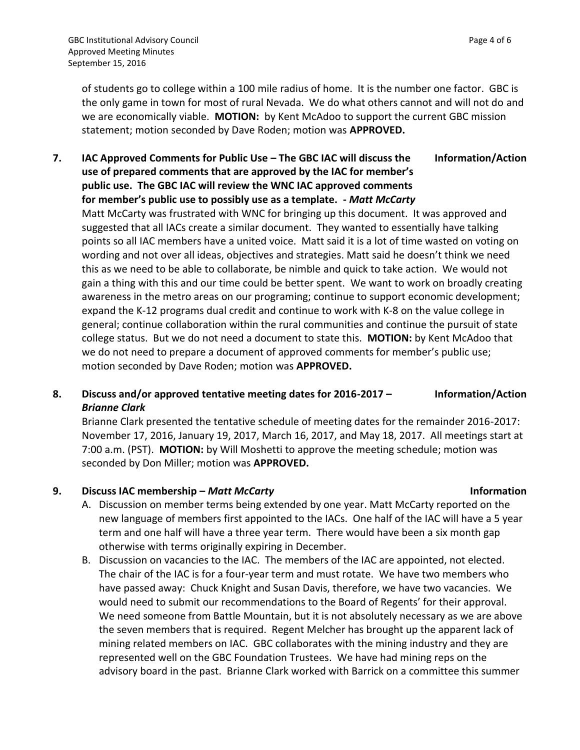of students go to college within a 100 mile radius of home. It is the number one factor. GBC is the only game in town for most of rural Nevada. We do what others cannot and will not do and we are economically viable. **MOTION:** by Kent McAdoo to support the current GBC mission statement; motion seconded by Dave Roden; motion was **APPROVED.**

**7. IAC Approved Comments for Public Use – The GBC IAC will discuss the use of prepared comments that are approved by the IAC for member's public use. The GBC IAC will review the WNC IAC approved comments for member's public use to possibly use as a template. -** ***Matt McCarty*** **Information/Action**

Matt McCarty was frustrated with WNC for bringing up this document. It was approved and suggested that all IACs create a similar document. They wanted to essentially have talking points so all IAC members have a united voice. Matt said it is a lot of time wasted on voting on wording and not over all ideas, objectives and strategies. Matt said he doesn't think we need this as we need to be able to collaborate, be nimble and quick to take action. We would not gain a thing with this and our time could be better spent. We want to work on broadly creating awareness in the metro areas on our programing; continue to support economic development; expand the K-12 programs dual credit and continue to work with K-8 on the value college in general; continue collaboration within the rural communities and continue the pursuit of state college status. But we do not need a document to state this. **MOTION:** by Kent McAdoo that we do not need to prepare a document of approved comments for member's public use; motion seconded by Dave Roden; motion was **APPROVED.**

**8. Discuss and/or approved tentative meeting dates for 2016-2017 –** ***Brianne Clark*** **Information/Action**

Brianne Clark presented the tentative schedule of meeting dates for the remainder 2016-2017: November 17, 2016, January 19, 2017, March 16, 2017, and May 18, 2017. All meetings start at 7:00 a.m. (PST). **MOTION:** by Will Moshetti to approve the meeting schedule; motion was seconded by Don Miller; motion was **APPROVED.**

**9. Discuss IAC membership –** ***Matt McCarty*** **Information**

A. Discussion on member terms being extended by one year. Matt McCarty reported on the new language of members first appointed to the IACs. One half of the IAC will have a 5 year term and one half will have a three year term. There would have been a six month gap otherwise with terms originally expiring in December.

B. Discussion on vacancies to the IAC. The members of the IAC are appointed, not elected. The chair of the IAC is for a four-year term and must rotate. We have two members who have passed away: Chuck Knight and Susan Davis, therefore, we have two vacancies. We would need to submit our recommendations to the Board of Regents' for their approval. We need someone from Battle Mountain, but it is not absolutely necessary as we are above the seven members that is required. Regent Melcher has brought up the apparent lack of mining related members on IAC. GBC collaborates with the mining industry and they are represented well on the GBC Foundation Trustees. We have had mining reps on the advisory board in the past. Brianne Clark worked with Barrick on a committee this summer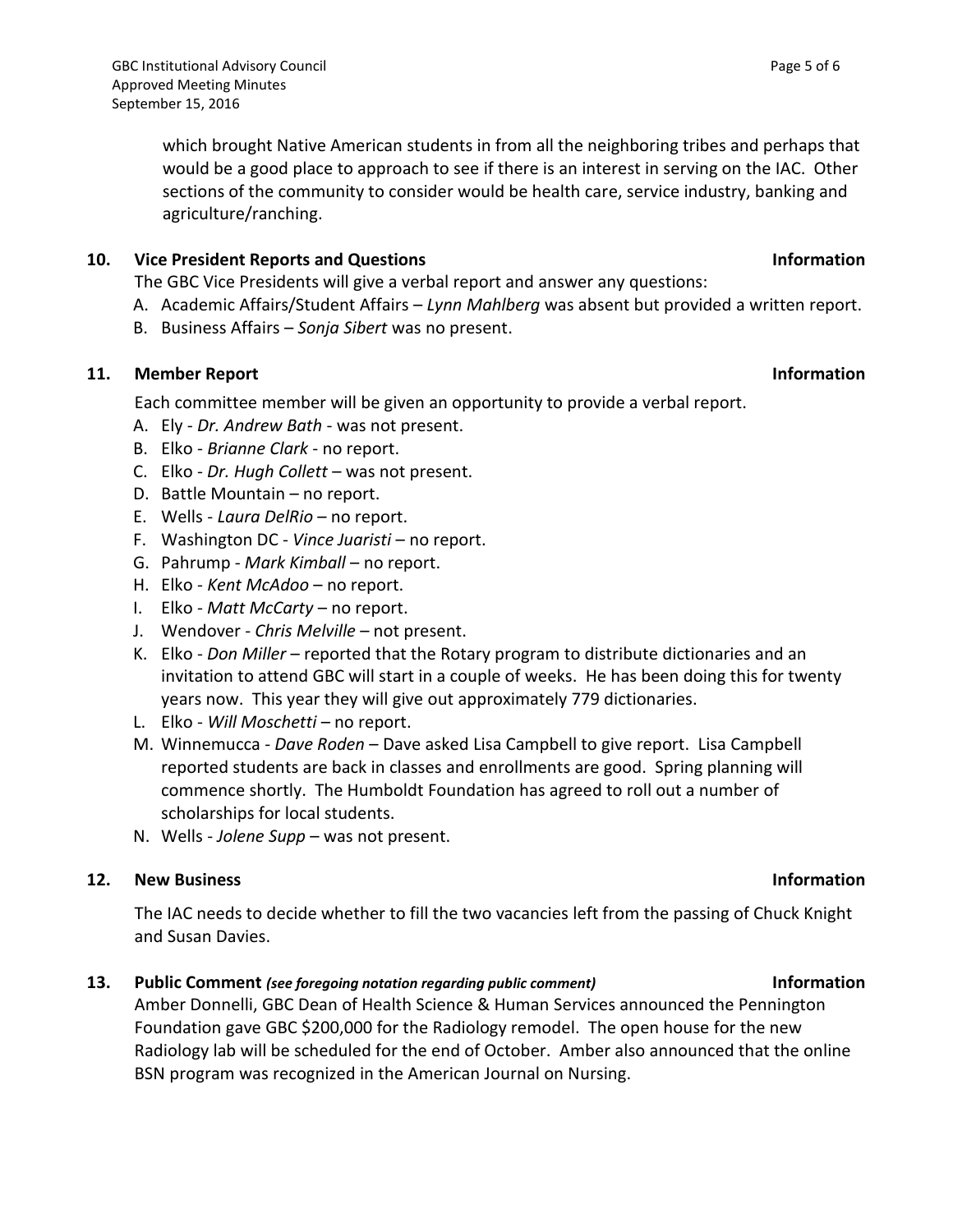which brought Native American students in from all the neighboring tribes and perhaps that would be a good place to approach to see if there is an interest in serving on the IAC. Other sections of the community to consider would be health care, service industry, banking and agriculture/ranching.

## 10. Vice President Reports and Questions — Information

The GBC Vice Presidents will give a verbal report and answer any questions:

A. Academic Affairs/Student Affairs – *Lynn Mahlberg* was absent but provided a written report.
B. Business Affairs – *Sonja Sibert* was no present.

## 11. Member Report — Information

Each committee member will be given an opportunity to provide a verbal report.

A. Ely - *Dr. Andrew Bath* - was not present.
B. Elko - *Brianne Clark* - no report.
C. Elko - *Dr. Hugh Collett* – was not present.
D. Battle Mountain – no report.
E. Wells - *Laura DelRio* – no report.
F. Washington DC - *Vince Juaristi* – no report.
G. Pahrump - *Mark Kimball* – no report.
H. Elko - *Kent McAdoo* – no report.
I. Elko - *Matt McCarty* – no report.
J. Wendover - *Chris Melville* – not present.
K. Elko - *Don Miller* – reported that the Rotary program to distribute dictionaries and an invitation to attend GBC will start in a couple of weeks. He has been doing this for twenty years now. This year they will give out approximately 779 dictionaries.
L. Elko - *Will Moschetti* – no report.
M. Winnemucca - *Dave Roden* – Dave asked Lisa Campbell to give report. Lisa Campbell reported students are back in classes and enrollments are good. Spring planning will commence shortly. The Humboldt Foundation has agreed to roll out a number of scholarships for local students.
N. Wells - *Jolene Supp* – was not present.

## 12. New Business — Information

The IAC needs to decide whether to fill the two vacancies left from the passing of Chuck Knight and Susan Davies.

## 13. Public Comment *(see foregoing notation regarding public comment)* — Information

Amber Donnelli, GBC Dean of Health Science & Human Services announced the Pennington Foundation gave GBC $200,000 for the Radiology remodel. The open house for the new Radiology lab will be scheduled for the end of October. Amber also announced that the online BSN program was recognized in the American Journal on Nursing.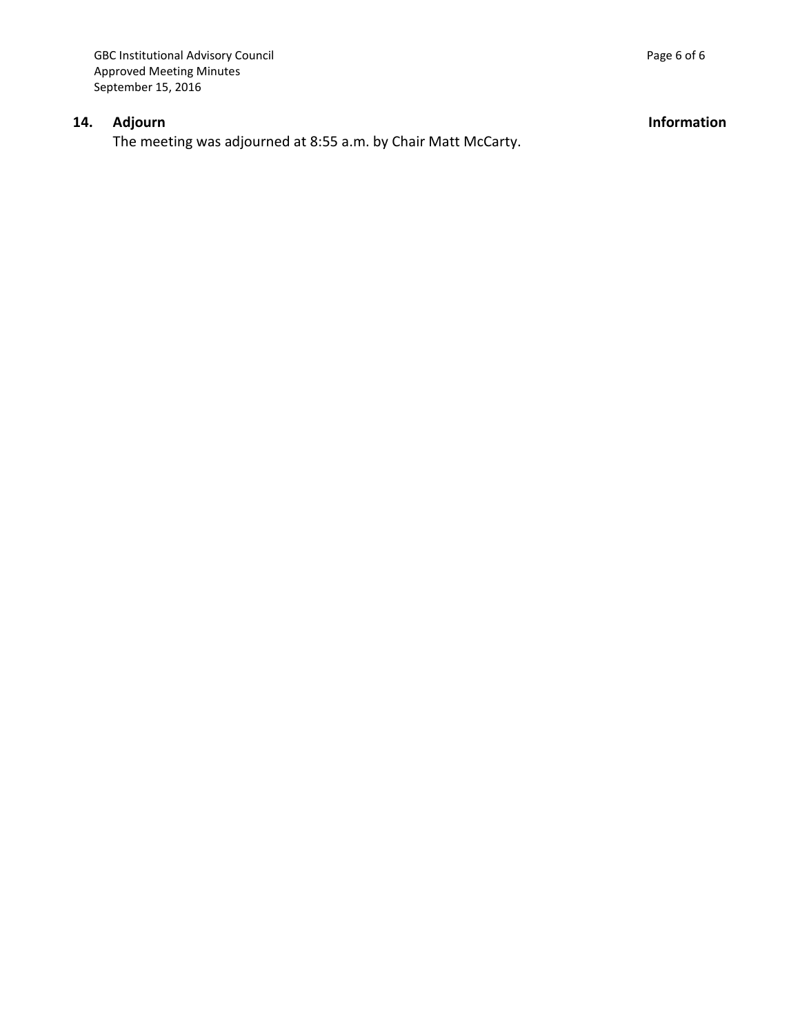## 14. Adjourn **Information**

The meeting was adjourned at 8:55 a.m. by Chair Matt McCarty.